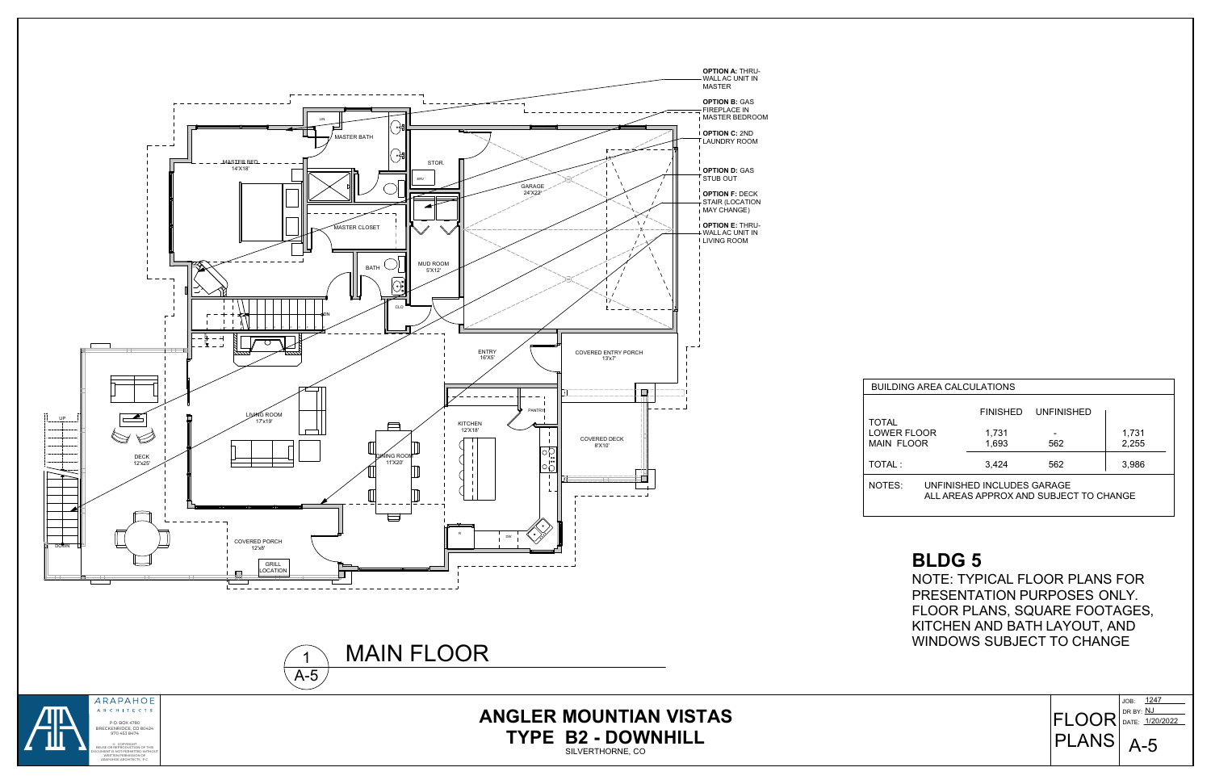OPTION A: THRU-WALL AC UNIT IN MASTER

OPTION B: GAS FIREPLACE IN MASTER BEDROOM

OPTION C: 2ND LAUNDRY ROOM

OPTION D: GAS STUB OUT

OPTION F: DECK STAIR (LOCATION MAY CHANGE)

OPTION E: THRU-WALL AC UNIT IN LIVING ROOM

MASTER BED 14'X18'

MASTER BATH

MASTER CLOSET

BATH

STOR.

GARAGE 24'X22'

MUD ROOM 5'X12'

ENTRY 16'X5'

COVERED ENTRY PORCH 13'x7'

LIVING ROOM 17'x19'

KITCHEN 12'X18'

PANTRY

DINING ROOM 11'X20'

COVERED DECK 8'X10'

DECK 12'x25'

COVERED PORCH 12'x8'

GRILL LOCATION

1 A-5 MAIN FLOOR

| BUILDING AREA CALCULATIONS | | | |
|---|---|---|---|
| | FINISHED | UNFINISHED | |
| TOTAL | | | |
| LOWER FLOOR | 1,731 | - | 1,731 |
| MAIN FLOOR | 1,693 | 562 | 2,255 |
| TOTAL : | 3,424 | 562 | 3,986 |

NOTES: UNFINISHED INCLUDES GARAGE
ALL AREAS APPROX AND SUBJECT TO CHANGE

## BLDG 5

NOTE: TYPICAL FLOOR PLANS FOR PRESENTATION PURPOSES ONLY. FLOOR PLANS, SQUARE FOOTAGES, KITCHEN AND BATH LAYOUT, AND WINDOWS SUBJECT TO CHANGE

ARAPAHOE ARCHITECTS
P.O. BOX 4780
BRECKENRIDGE, CO 80424
970 453 8474

© COPYRIGHT
REUSE OR REPRODUCTION OF THIS DOCUMENT IS NOT PERMITTED WITHOUT WRITTEN PERMISSION OF ARAPAHOE ARCHITECTS, P.C.

# ANGLER MOUNTIAN VISTAS
## TYPE B2 - DOWNHILL
SILVERTHORNE, CO

FLOOR PLANS

JOB: 1247
DR BY: NJ
DATE: 1/20/2022

A-5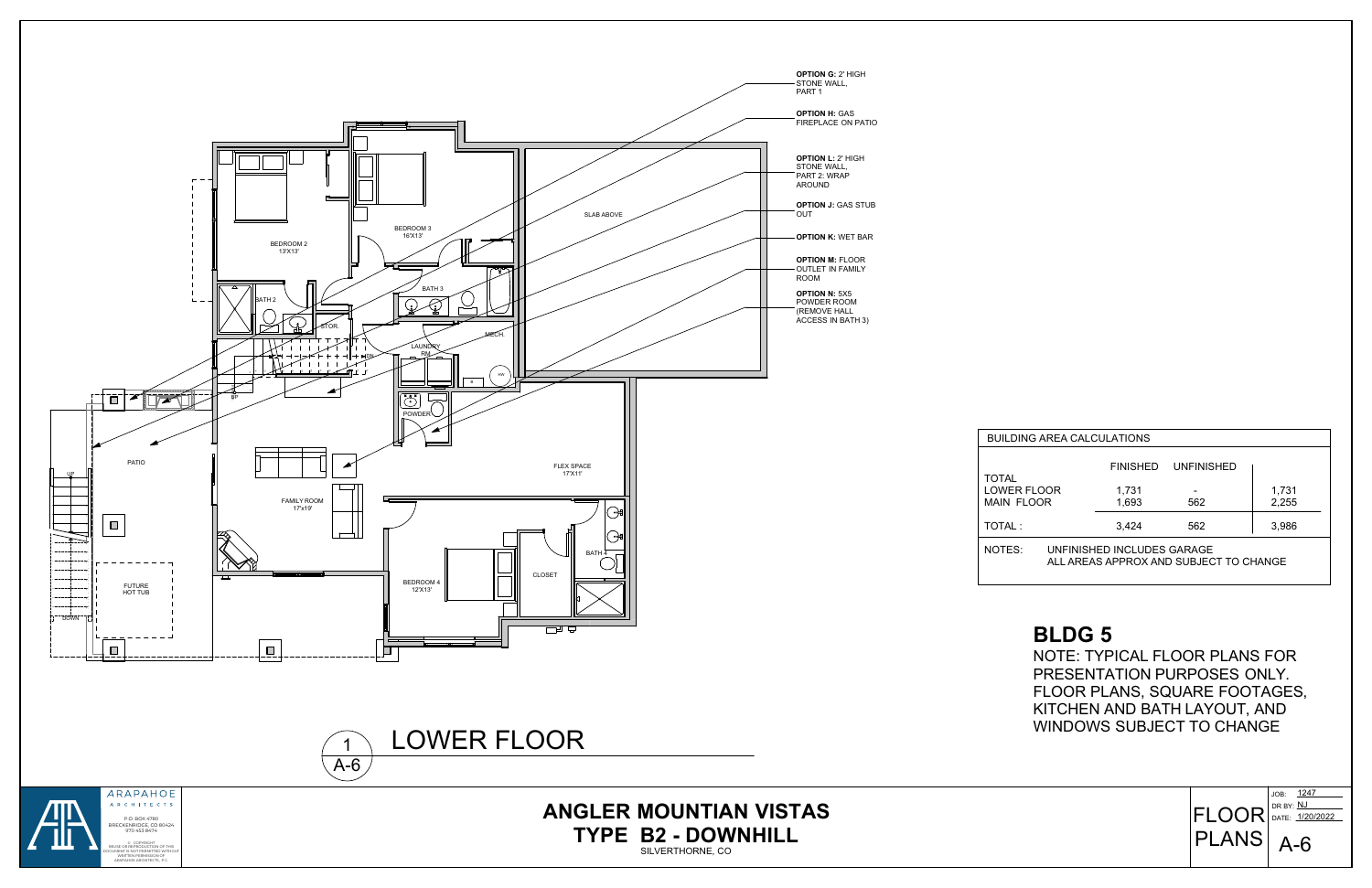OPTION G: 2' HIGH STONE WALL, PART 1

OPTION H: GAS FIREPLACE ON PATIO

OPTION L: 2' HIGH STONE WALL, PART 2: WRAP AROUND

OPTION J: GAS STUB OUT

OPTION K: WET BAR

OPTION M: FLOOR OUTLET IN FAMILY ROOM

OPTION N: 5X5 POWDER ROOM (REMOVE HALL ACCESS IN BATH 3)

BEDROOM 2 13'X13'

BEDROOM 3 16'X13'

SLAB ABOVE

BATH 2

BATH 3

STOR.

LAUNDRY RM.

MECH.

POWDER

PATIO

FAMILY ROOM 17'x19'

FLEX SPACE 17'X11'

BEDROOM 4 12'X13'

CLOSET

BATH 4

FUTURE HOT TUB

UP

DOWN

DN

| BUILDING AREA CALCULATIONS | | | |
|---|---|---|---|
| | FINISHED | UNFINISHED | TOTAL |
| LOWER FLOOR | 1,731 | - | 1,731 |
| MAIN FLOOR | 1,693 | 562 | 2,255 |
| TOTAL : | 3,424 | 562 | 3,986 |

NOTES: UNFINISHED INCLUDES GARAGE
ALL AREAS APPROX AND SUBJECT TO CHANGE

## BLDG 5

NOTE: TYPICAL FLOOR PLANS FOR PRESENTATION PURPOSES ONLY. FLOOR PLANS, SQUARE FOOTAGES, KITCHEN AND BATH LAYOUT, AND WINDOWS SUBJECT TO CHANGE

1 A-6 LOWER FLOOR

ARAPAHOE ARCHITECTS
P.O. BOX 4780
BRECKENRIDGE, CO 80424
970.453.8474

© COPYRIGHT REUSE OR REPRODUCTION OF THIS DOCUMENT IS NOT PERMITTED WITHOUT WRITTEN PERMISSION OF ARAPAHOE ARCHITECTS, P.C.

## ANGLER MOUNTIAN VISTAS
## TYPE B2 - DOWNHILL

SILVERTHORNE, CO

FLOOR PLANS

JOB: 1247
DR BY: NJ
DATE: 1/20/2022

A-6